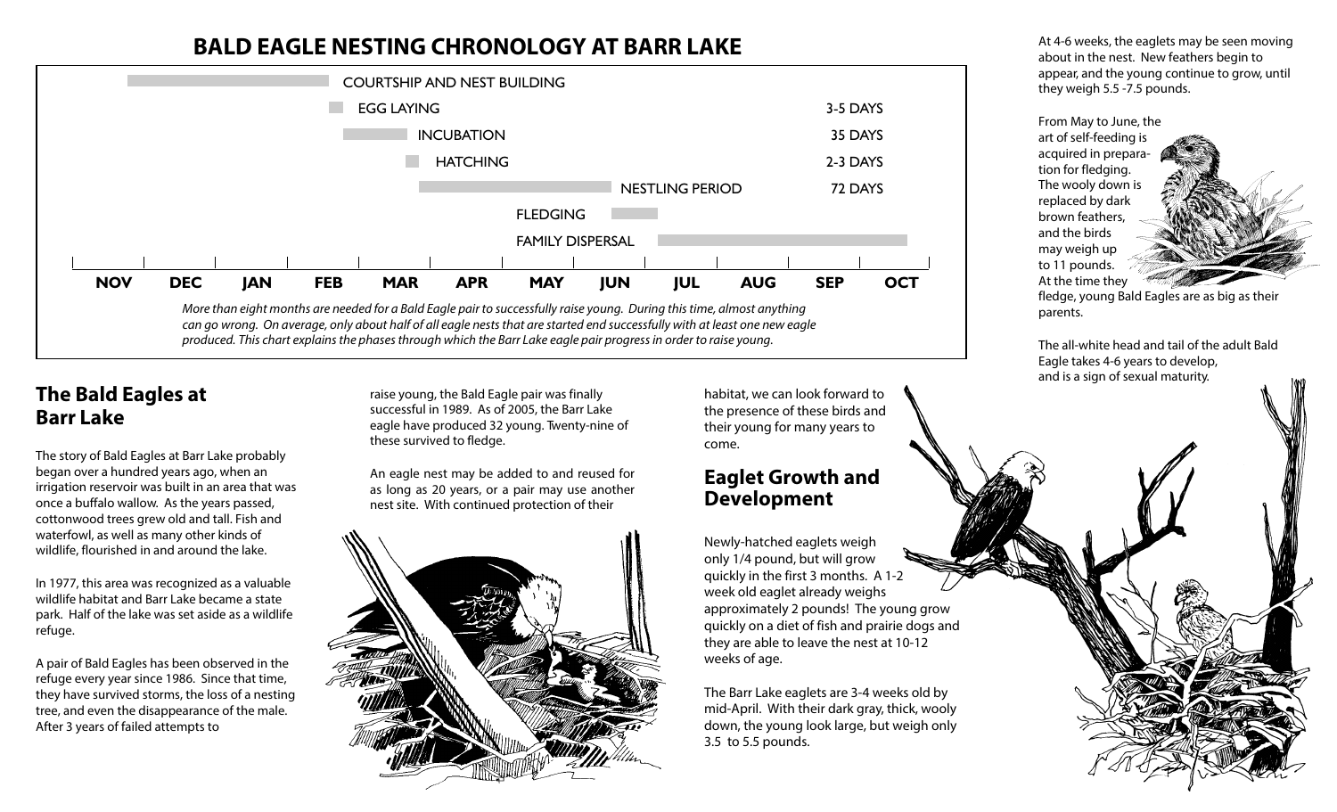# BALD EAGLE NESTING CHRONOLOGY AT BARR LAKE

| Phase | Approximate timing | Duration |
| --- | --- | --- |
| COURTSHIP AND NEST BUILDING | Nov – Feb | |
| EGG LAYING | Feb | 3-5 DAYS |
| INCUBATION | Feb – Mar | 35 DAYS |
| HATCHING | Mar | 2-3 DAYS |
| NESTLING PERIOD | Mar – May | 72 DAYS |
| FLEDGING | Jun | |
| FAMILY DISPERSAL | Jul – Oct | |

NOV DEC JAN FEB MAR APR MAY JUN JUL AUG SEP OCT

*More than eight months are needed for a Bald Eagle pair to successfully raise young. During this time, almost anything can go wrong. On average, only about half of all eagle nests that are started end successfully with at least one new eagle produced. This chart explains the phases through which the Barr Lake eagle pair progress in order to raise young.*

## The Bald Eagles at Barr Lake

The story of Bald Eagles at Barr Lake probably began over a hundred years ago, when an irrigation reservoir was built in an area that was once a buffalo wallow. As the years passed, cottonwood trees grew old and tall. Fish and waterfowl, as well as many other kinds of wildlife, flourished in and around the lake.

In 1977, this area was recognized as a valuable wildlife habitat and Barr Lake became a state park. Half of the lake was set aside as a wildlife refuge.

A pair of Bald Eagles has been observed in the refuge every year since 1986. Since that time, they have survived storms, the loss of a nesting tree, and even the disappearance of the male. After 3 years of failed attempts to raise young, the Bald Eagle pair was finally successful in 1989. As of 2005, the Barr Lake eagle have produced 32 young. Twenty-nine of these survived to fledge.

An eagle nest may be added to and reused for as long as 20 years, or a pair may use another nest site. With continued protection of their habitat, we can look forward to the presence of these birds and their young for many years to come.

## Eaglet Growth and Development

Newly-hatched eaglets weigh only 1/4 pound, but will grow quickly in the first 3 months. A 1-2 week old eaglet already weighs approximately 2 pounds! The young grow quickly on a diet of fish and prairie dogs and they are able to leave the nest at 10-12 weeks of age.

The Barr Lake eaglets are 3-4 weeks old by mid-April. With their dark gray, thick, wooly down, the young look large, but weigh only 3.5 to 5.5 pounds.

At 4-6 weeks, the eaglets may be seen moving about in the nest. New feathers begin to appear, and the young continue to grow, until they weigh 5.5 -7.5 pounds.

From May to June, the art of self-feeding is acquired in preparation for fledging. The wooly down is replaced by dark brown feathers, and the birds may weigh up to 11 pounds. At the time they fledge, young Bald Eagles are as big as their parents.

The all-white head and tail of the adult Bald Eagle takes 4-6 years to develop, and is a sign of sexual maturity.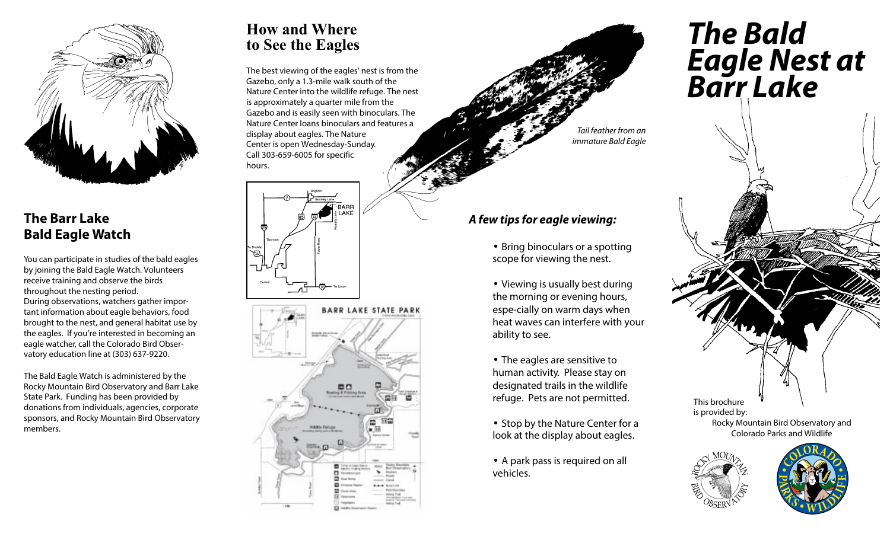## The Barr Lake Bald Eagle Watch

You can participate in studies of the bald eagles by joining the Bald Eagle Watch. Volunteers receive training and observe the birds throughout the nesting period. During observations, watchers gather important information about eagle behaviors, food brought to the nest, and general habitat use by the eagles. If you're interested in becoming an eagle watcher, call the Colorado Bird Observatory education line at (303) 637-9220.

The Bald Eagle Watch is administered by the Rocky Mountain Bird Observatory and Barr Lake State Park. Funding has been provided by donations from individuals, agencies, corporate sponsors, and Rocky Mountain Bird Observatory members.

## How and Where to See the Eagles

The best viewing of the eagles' nest is from the Gazebo, only a 1.3-mile walk south of the Nature Center into the wildlife refuge. The nest is approximately a quarter mile from the Gazebo and is easily seen with binoculars. The Nature Center loans binoculars and features a display about eagles. The Nature Center is open Wednesday-Sunday. Call 303-659-6005 for specific hours.

*Tail feather from an immature Bald Eagle*

BARR LAKE

BARR LAKE STATE PARK

### *A few tips for eagle viewing:*

- Bring binoculars or a spotting scope for viewing the nest.
- Viewing is usually best during the morning or evening hours, espe-cially on warm days when heat waves can interfere with your ability to see.
- The eagles are sensitive to human activity. Please stay on designated trails in the wildlife refuge. Pets are not permitted.
- Stop by the Nature Center for a look at the display about eagles.
- A park pass is required on all vehicles.

# *The Bald Eagle Nest at Barr Lake*

This brochure is provided by:
Rocky Mountain Bird Observatory and Colorado Parks and Wildlife